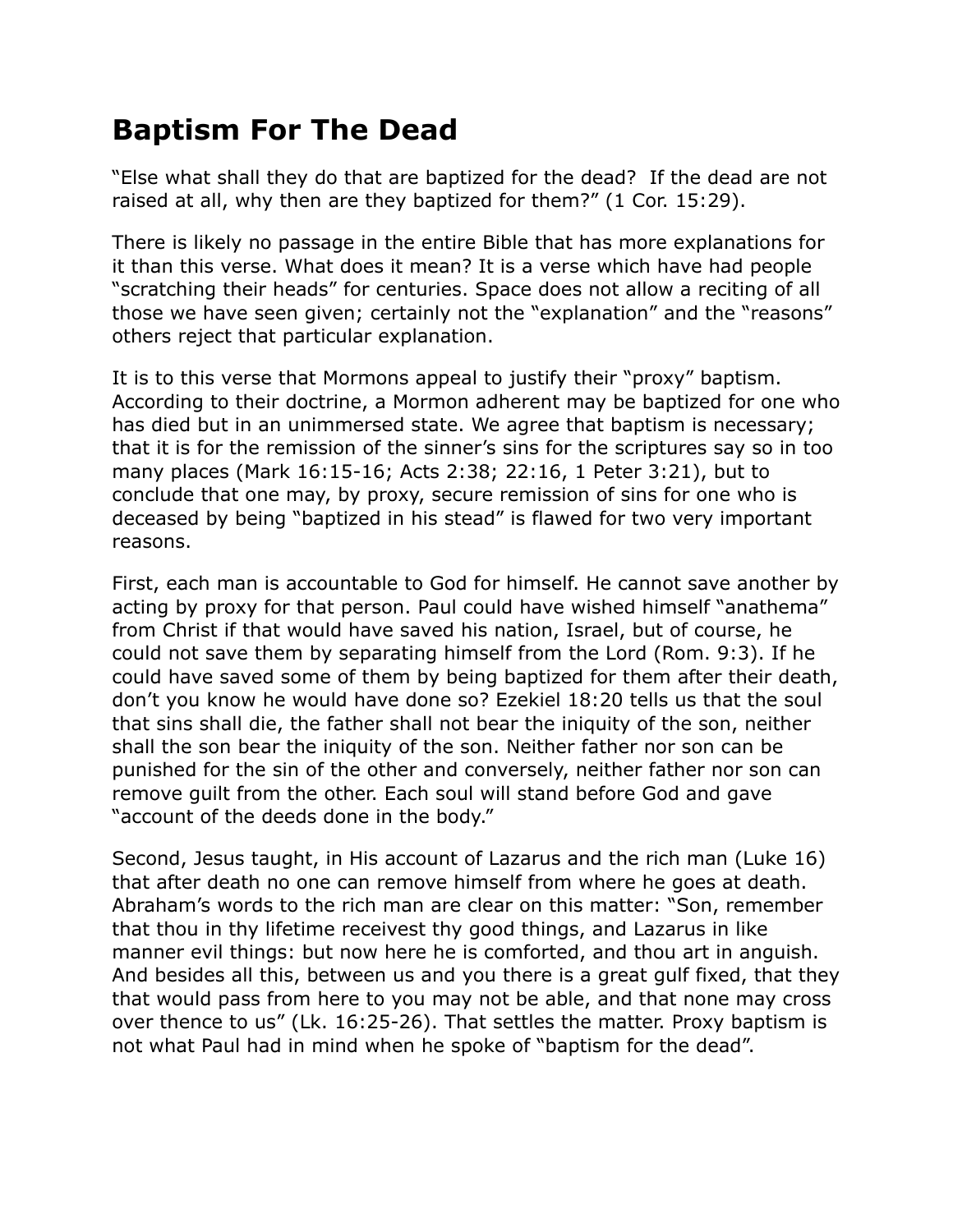# Baptism For The Dead

"Else what shall they do that are baptized for the dead? If the dead are not raised at all, why then are they baptized for them?" (1 Cor. 15:29).

There is likely no passage in the entire Bible that has more explanations for it than this verse. What does it mean? It is a verse which have had people "scratching their heads" for centuries. Space does not allow a reciting of all those we have seen given; certainly not the "explanation" and the "reasons" others reject that particular explanation.

It is to this verse that Mormons appeal to justify their "proxy" baptism. According to their doctrine, a Mormon adherent may be baptized for one who has died but in an unimmersed state. We agree that baptism is necessary; that it is for the remission of the sinner's sins for the scriptures say so in too many places (Mark 16:15-16; Acts 2:38; 22:16, 1 Peter 3:21), but to conclude that one may, by proxy, secure remission of sins for one who is deceased by being "baptized in his stead" is flawed for two very important reasons.

First, each man is accountable to God for himself. He cannot save another by acting by proxy for that person. Paul could have wished himself "anathema" from Christ if that would have saved his nation, Israel, but of course, he could not save them by separating himself from the Lord (Rom. 9:3). If he could have saved some of them by being baptized for them after their death, don't you know he would have done so? Ezekiel 18:20 tells us that the soul that sins shall die, the father shall not bear the iniquity of the son, neither shall the son bear the iniquity of the son. Neither father nor son can be punished for the sin of the other and conversely, neither father nor son can remove guilt from the other. Each soul will stand before God and gave "account of the deeds done in the body."

Second, Jesus taught, in His account of Lazarus and the rich man (Luke 16) that after death no one can remove himself from where he goes at death. Abraham's words to the rich man are clear on this matter: "Son, remember that thou in thy lifetime receivest thy good things, and Lazarus in like manner evil things: but now here he is comforted, and thou art in anguish. And besides all this, between us and you there is a great gulf fixed, that they that would pass from here to you may not be able, and that none may cross over thence to us" (Lk. 16:25-26). That settles the matter. Proxy baptism is not what Paul had in mind when he spoke of "baptism for the dead".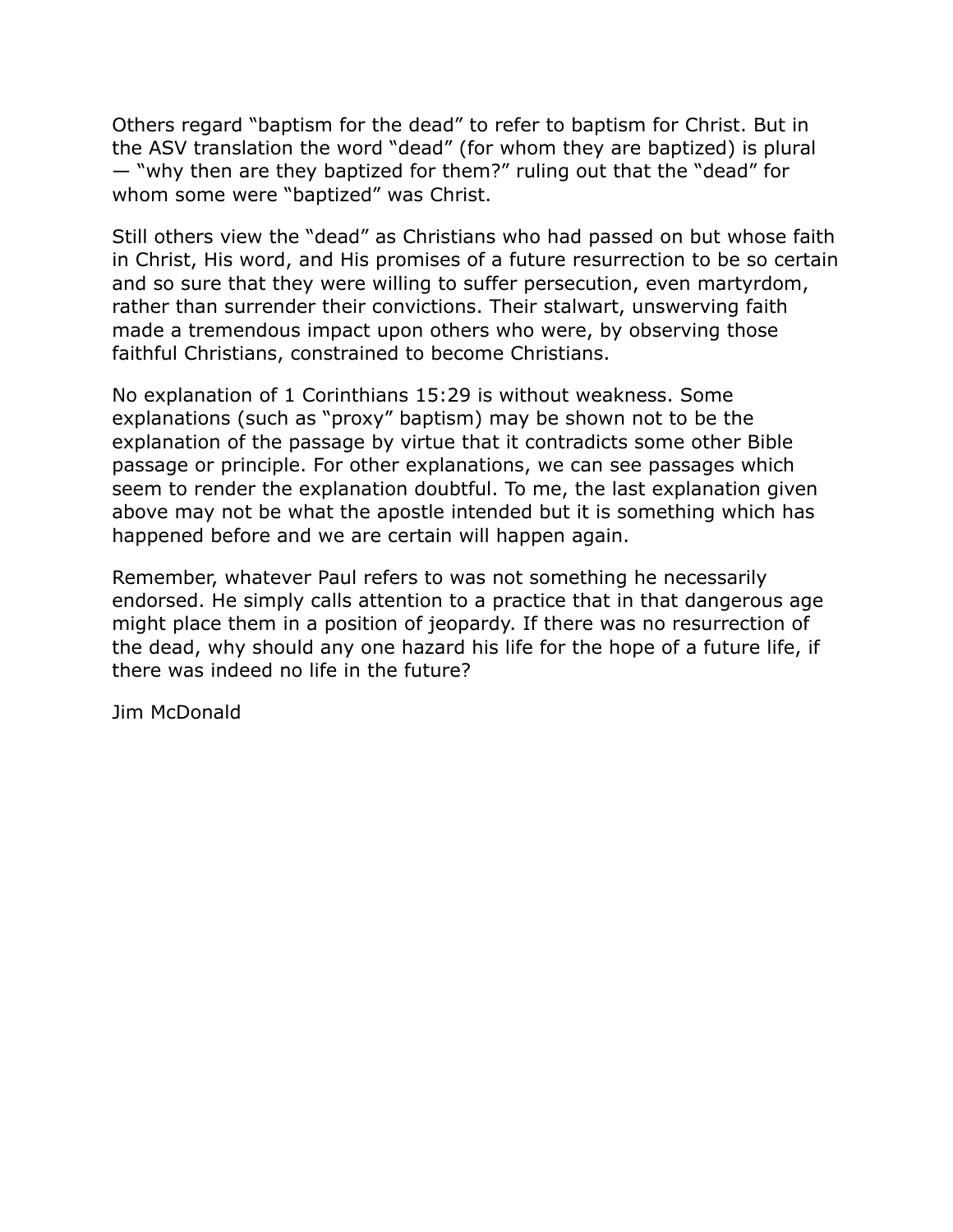Others regard “baptism for the dead” to refer to baptism for Christ. But in the ASV translation the word “dead” (for whom they are baptized) is plural — “why then are they baptized for them?” ruling out that the “dead” for whom some were “baptized” was Christ.

Still others view the “dead” as Christians who had passed on but whose faith in Christ, His word, and His promises of a future resurrection to be so certain and so sure that they were willing to suffer persecution, even martyrdom, rather than surrender their convictions. Their stalwart, unswerving faith made a tremendous impact upon others who were, by observing those faithful Christians, constrained to become Christians.

No explanation of 1 Corinthians 15:29 is without weakness. Some explanations (such as “proxy” baptism) may be shown not to be the explanation of the passage by virtue that it contradicts some other Bible passage or principle. For other explanations, we can see passages which seem to render the explanation doubtful. To me, the last explanation given above may not be what the apostle intended but it is something which has happened before and we are certain will happen again.

Remember, whatever Paul refers to was not something he necessarily endorsed. He simply calls attention to a practice that in that dangerous age might place them in a position of jeopardy. If there was no resurrection of the dead, why should any one hazard his life for the hope of a future life, if there was indeed no life in the future?

Jim McDonald